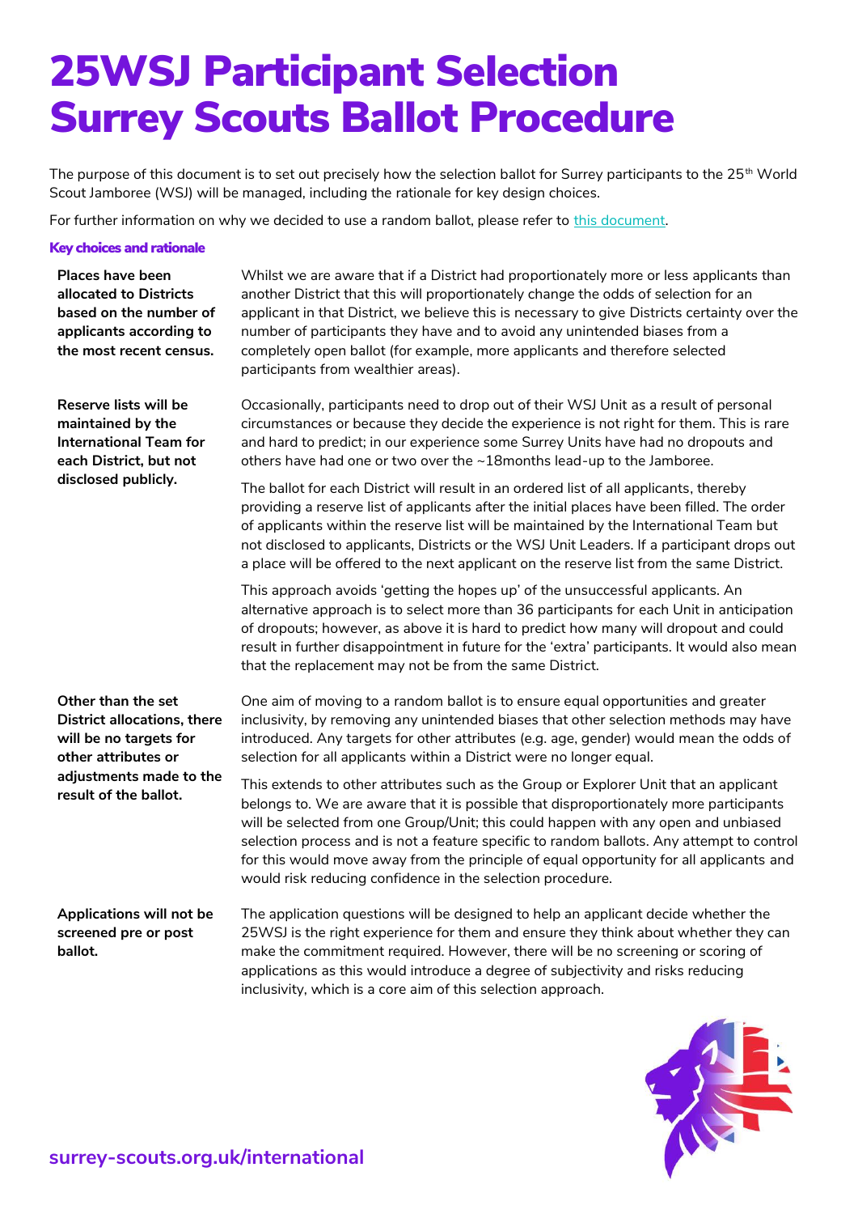# 25WSJ Participant Selection Surrey Scouts Ballot Procedure

The purpose of this document is to set out precisely how the selection ballot for Surrey participants to the 25th World Scout Jamboree (WSJ) will be managed, including the rationale for key design choices.

For further information on why we decided to use a random ballot, please refer to this document.

### Key choices and rationale

**Places have been allocated to Districts based on the number of applicants according to the most recent census.**

Whilst we are aware that if a District had proportionately more or less applicants than another District that this will proportionately change the odds of selection for an applicant in that District, we believe this is necessary to give Districts certainty over the number of participants they have and to avoid any unintended biases from a completely open ballot (for example, more applicants and therefore selected participants from wealthier areas).

**Reserve lists will be maintained by the International Team for each District, but not disclosed publicly.**

Occasionally, participants need to drop out of their WSJ Unit as a result of personal circumstances or because they decide the experience is not right for them. This is rare and hard to predict; in our experience some Surrey Units have had no dropouts and others have had one or two over the ~18months lead-up to the Jamboree.

The ballot for each District will result in an ordered list of all applicants, thereby providing a reserve list of applicants after the initial places have been filled. The order of applicants within the reserve list will be maintained by the International Team but not disclosed to applicants, Districts or the WSJ Unit Leaders. If a participant drops out a place will be offered to the next applicant on the reserve list from the same District.

This approach avoids 'getting the hopes up' of the unsuccessful applicants. An alternative approach is to select more than 36 participants for each Unit in anticipation of dropouts; however, as above it is hard to predict how many will dropout and could result in further disappointment in future for the 'extra' participants. It would also mean that the replacement may not be from the same District.

**Other than the set District allocations, there will be no targets for other attributes or adjustments made to the result of the ballot.**

One aim of moving to a random ballot is to ensure equal opportunities and greater inclusivity, by removing any unintended biases that other selection methods may have introduced. Any targets for other attributes (e.g. age, gender) would mean the odds of selection for all applicants within a District were no longer equal.

This extends to other attributes such as the Group or Explorer Unit that an applicant belongs to. We are aware that it is possible that disproportionately more participants will be selected from one Group/Unit; this could happen with any open and unbiased selection process and is not a feature specific to random ballots. Any attempt to control for this would move away from the principle of equal opportunity for all applicants and would risk reducing confidence in the selection procedure.

**Applications will not be screened pre or post ballot.**

The application questions will be designed to help an applicant decide whether the 25WSJ is the right experience for them and ensure they think about whether they can make the commitment required. However, there will be no screening or scoring of applications as this would introduce a degree of subjectivity and risks reducing inclusivity, which is a core aim of this selection approach.

surrey-scouts.org.uk/international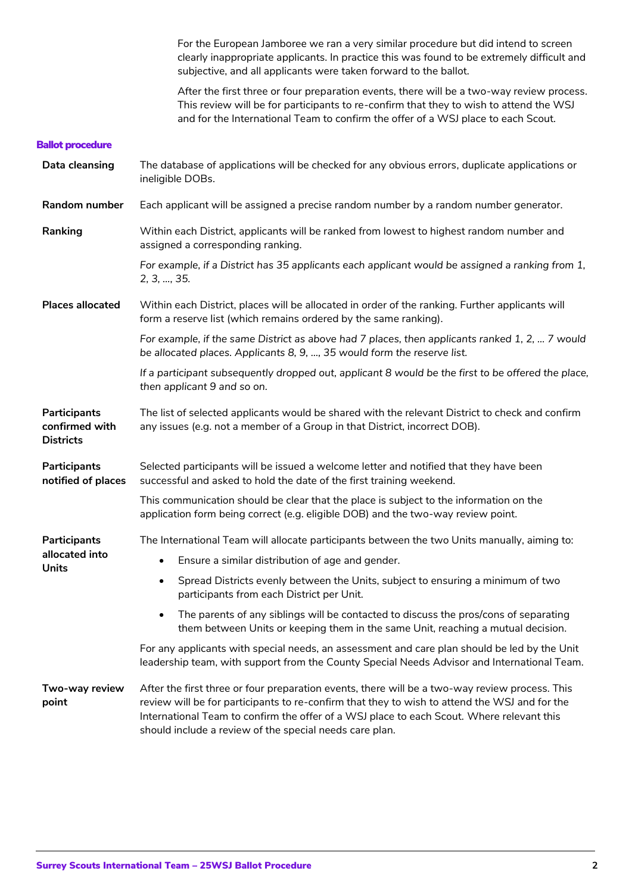For the European Jamboree we ran a very similar procedure but did intend to screen clearly inappropriate applicants. In practice this was found to be extremely difficult and subjective, and all applicants were taken forward to the ballot.

After the first three or four preparation events, there will be a two-way review process. This review will be for participants to re-confirm that they to attend the WSJ and for the International Team to confirm the offer of a WSJ place to each Scout.

## Ballot procedure

**Data cleansing**

The database of applications will be checked for any obvious errors, duplicate applications or ineligible DOBs.

**Random number**

Each applicant will be assigned a precise random number by a random number generator.

**Ranking**

Within each District, applicants will be ranked from lowest to highest random number and assigned a corresponding ranking.

*For example, if a District has 35 applicants each applicant would be assigned a ranking from 1, 2, 3, …, 35.*

**Places allocated**

Within each District, places will be allocated in order of the ranking. Further applicants will form a reserve list (which remains ordered by the same ranking).

*For example, if the same District as above had 7 places, then applicants ranked 1, 2, … 7 would be allocated places. Applicants 8, 9, …, 35 would form the reserve list.*

*If a participant subsequently dropped out, applicant 8 would be the first to be offered the place, then applicant 9 and so on.*

**Participants confirmed with Districts**

The list of selected applicants would be shared with the relevant District to check and confirm any issues (e.g. not a member of a Group in that District, incorrect DOB).

**Participants notified of places**

Selected participants will be issued a welcome letter and notified that they have been successful and asked to hold the date of the first training weekend.

This communication should be clear that the place is subject to the information on the application form being correct (e.g. eligible DOB) and the two-way review point.

**Participants allocated into Units**

The International Team will allocate participants between the two Units manually, aiming to:

- Ensure a similar distribution of age and gender.
- Spread Districts evenly between the Units, subject to ensuring a minimum of two participants from each District per Unit.
- The parents of any siblings will be contacted to discuss the pros/cons of separating them between Units or keeping them in the same Unit, reaching a mutual decision.

For any applicants with special needs, an assessment and care plan should be led by the Unit leadership team, with support from the County Special Needs Advisor and International Team.

**Two-way review point**

After the first three or four preparation events, there will be a two-way review process. This review will be for participants to re-confirm that they to wish to attend the WSJ and for the International Team to confirm the offer of a WSJ place to each Scout. Where relevant this should include a review of the special needs care plan.